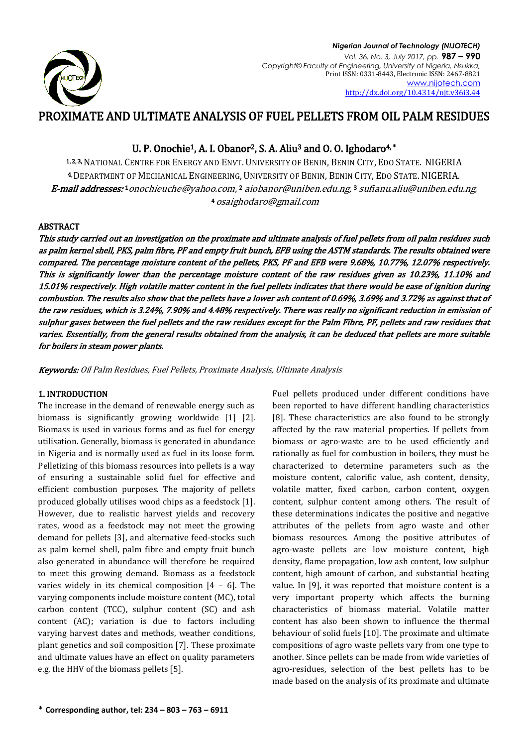# PROXIMATE AND ULTIMATE ANALYSIS OF FUEL PELLETS FROM OIL PALM RESIDUES

**U. P. Onochie[1], A. I. Obanor[2], S. A. Aliu[3] and O. O. Ighodaro[4,*]**

[1,2,3] National Centre for Energy and Envt. University of Benin, Benin City, Edo State. NIGERIA

[4] Department of Mechanical Engineering, University of Benin, Benin City, Edo State. NIGERIA.

***E-mail addresses:*** [1] *onochieuche@yahoo.com,* [2] *aiobanor@uniben.edu.ng,* [3] *sufianu.aliu@uniben.edu.ng,* [4] *osaighodaro@gmail.com*

## ABSTRACT

***This study carried out an investigation on the proximate and ultimate analysis of fuel pellets from oil palm residues such as palm kernel shell, PKS, palm fibre, PF and empty fruit bunch, EFB using the ASTM standards. The results obtained were compared. The percentage moisture content of the pellets, PKS, PF and EFB were 9.68%, 10.77%, 12.07% respectively. This is significantly lower than the percentage moisture content of the raw residues given as 10.23%, 11.10% and 15.01% respectively. High volatile matter content in the fuel pellets indicates that there would be ease of ignition during combustion. The results also show that the pellets have a lower ash content of 0.69%, 3.69% and 3.72% as against that of the raw residues, which is 3.24%, 7.90% and 4.48% respectively. There was really no significant reduction in emission of sulphur gases between the fuel pellets and the raw residues except for the Palm Fibre, PF, pellets and raw residues that varies. Essentially, from the general results obtained from the analysis, it can be deduced that pellets are more suitable for boilers in steam power plants.***

***Keywords:*** *Oil Palm Residues, Fuel Pellets, Proximate Analysis, Ultimate Analysis*

## 1. INTRODUCTION

The increase in the demand of renewable energy such as biomass is significantly growing worldwide [1] [2]. Biomass is used in various forms and as fuel for energy utilisation. Generally, biomass is generated in abundance in Nigeria and is normally used as fuel in its loose form. Pelletizing of this biomass resources into pellets is a way of ensuring a sustainable solid fuel for effective and efficient combustion purposes. The majority of pellets produced globally utilises wood chips as a feedstock [1]. However, due to realistic harvest yields and recovery rates, wood as a feedstock may not meet the growing demand for pellets [3], and alternative feed-stocks such as palm kernel shell, palm fibre and empty fruit bunch also generated in abundance will therefore be required to meet this growing demand. Biomass as a feedstock varies widely in its chemical composition [4 – 6]. The varying components include moisture content (MC), total carbon content (TCC), sulphur content (SC) and ash content (AC); variation is due to factors including varying harvest dates and methods, weather conditions, plant genetics and soil composition [7]. These proximate and ultimate values have an effect on quality parameters e.g. the HHV of the biomass pellets [5].

Fuel pellets produced under different conditions have been reported to have different handling characteristics [8]. These characteristics are also found to be strongly affected by the raw material properties. If pellets from biomass or agro-waste are to be used efficiently and rationally as fuel for combustion in boilers, they must be characterized to determine parameters such as the moisture content, calorific value, ash content, density, volatile matter, fixed carbon, carbon content, oxygen content, sulphur content among others. The result of these determinations indicates the positive and negative attributes of the pellets from agro waste and other biomass resources. Among the positive attributes of agro-waste pellets are low moisture content, high density, flame propagation, low ash content, low sulphur content, high amount of carbon, and substantial heating value. In [9], it was reported that moisture content is a very important property which affects the burning characteristics of biomass material. Volatile matter content has also been shown to influence the thermal behaviour of solid fuels [10]. The proximate and ultimate compositions of agro waste pellets vary from one type to another. Since pellets can be made from wide varieties of agro-residues, selection of the best pellets has to be made based on the analysis of its proximate and ultimate

\* **Corresponding author, tel: 234 – 803 – 763 – 6911**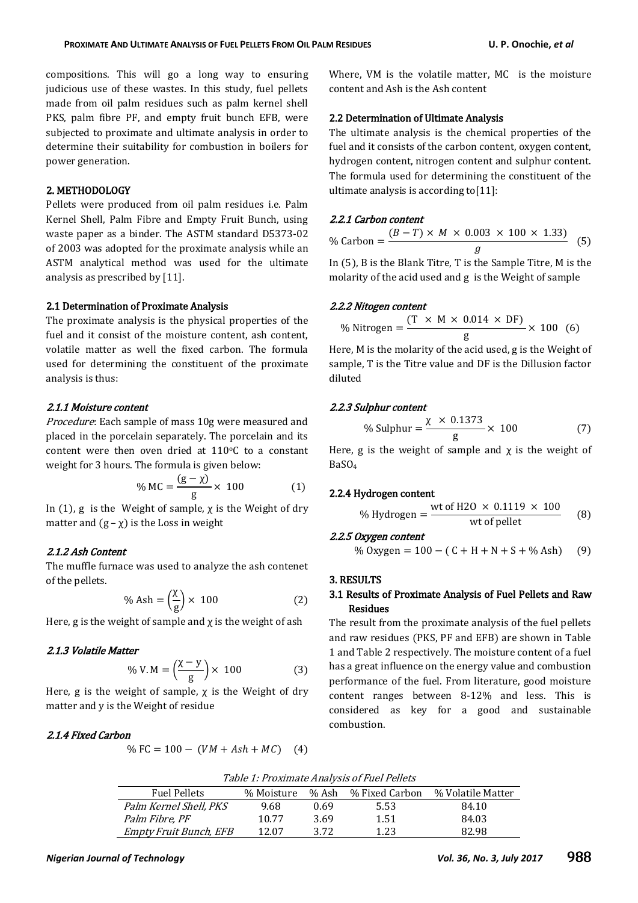compositions. This will go a long way to ensuring judicious use of these wastes. In this study, fuel pellets made from oil palm residues such as palm kernel shell PKS, palm fibre PF, and empty fruit bunch EFB, were subjected to proximate and ultimate analysis in order to determine their suitability for combustion in boilers for power generation.

## 2. METHODOLOGY

Pellets were produced from oil palm residues i.e. Palm Kernel Shell, Palm Fibre and Empty Fruit Bunch, using waste paper as a binder. The ASTM standard D5373-02 of 2003 was adopted for the proximate analysis while an ASTM analytical method was used for the ultimate analysis as prescribed by [11].

### 2.1 Determination of Proximate Analysis

The proximate analysis is the physical properties of the fuel and it consist of the moisture content, ash content, volatile matter as well the fixed carbon. The formula used for determining the constituent of the proximate analysis is thus:

#### *2.1.1 Moisture content*

*Procedure*: Each sample of mass 10g were measured and placed in the porcelain separately. The porcelain and its content were then oven dried at 110°C to a constant weight for 3 hours. The formula is given below:

$$\% \text{MC} = \frac{(g - \chi)}{g} \times 100 \qquad (1)$$

In (1), g is the Weight of sample, $\chi$ is the Weight of dry matter and $(g - \chi)$ is the Loss in weight

#### *2.1.2 Ash Content*

The muffle furnace was used to analyze the ash contenet of the pellets.

$$\% \text{Ash} = \left(\frac{\chi}{g}\right) \times 100 \qquad (2)$$

Here, g is the weight of sample and $\chi$ is the weight of ash

#### *2.1.3 Volatile Matter*

$$\% \text{V.M} = \left(\frac{\chi - y}{g}\right) \times 100 \qquad (3)$$

Here, g is the weight of sample, $\chi$ is the Weight of dry matter and y is the Weight of residue

#### *2.1.4 Fixed Carbon*

$$\% \text{FC} = 100 - (VM + Ash + MC) \qquad (4)$$

Where, VM is the volatile matter, MC is the moisture content and Ash is the Ash content

### 2.2 Determination of Ultimate Analysis

The ultimate analysis is the chemical properties of the fuel and it consists of the carbon content, oxygen content, hydrogen content, nitrogen content and sulphur content. The formula used for determining the constituent of the ultimate analysis is according to[11]:

#### *2.2.1 Carbon content*

$$\% \text{Carbon} = \frac{(B - T) \times M \times 0.003 \times 100 \times 1.33)}{g} \qquad (5)$$

In (5), B is the Blank Titre, T is the Sample Titre, M is the molarity of the acid used and g is the Weight of sample

#### *2.2.2 Nitogen content*

$$\% \text{Nitrogen} = \frac{(\text{T} \times \text{M} \times 0.014 \times \text{DF})}{\text{g}} \times 100 \qquad (6)$$

Here, M is the molarity of the acid used, g is the Weight of sample, T is the Titre value and DF is the Dillusion factor diluted

#### *2.2.3 Sulphur content*

$$\% \text{Sulphur} = \frac{\chi \times 0.1373}{\text{g}} \times 100 \qquad (7)$$

Here, g is the weight of sample and $\chi$ is the weight of $BaSO_4$

#### 2.2.4 Hydrogen content

$$\% \text{Hydrogen} = \frac{\text{wt of H2O} \times 0.1119 \times 100}{\text{wt of pellet}} \qquad (8)$$

#### *2.2.5 Oxygen content*

$$\% \text{Oxygen} = 100 - (\text{C} + \text{H} + \text{N} + \text{S} + \% \text{Ash}) \qquad (9)$$

## 3. RESULTS

### 3.1 Results of Proximate Analysis of Fuel Pellets and Raw Residues

The result from the proximate analysis of the fuel pellets and raw residues (PKS, PF and EFB) are shown in Table 1 and Table 2 respectively. The moisture content of a fuel has a great influence on the energy value and combustion performance of the fuel. From literature, good moisture content ranges between 8-12% and less. This is considered as key for a good and sustainable combustion.

*Table 1: Proximate Analysis of Fuel Pellets*

| Fuel Pellets | % Moisture | % Ash | % Fixed Carbon | % Volatile Matter |
|---|---|---|---|---|
| *Palm Kernel Shell, PKS* | 9.68 | 0.69 | 5.53 | 84.10 |
| *Palm Fibre, PF* | 10.77 | 3.69 | 1.51 | 84.03 |
| *Empty Fruit Bunch, EFB* | 12.07 | 3.72 | 1.23 | 82.98 |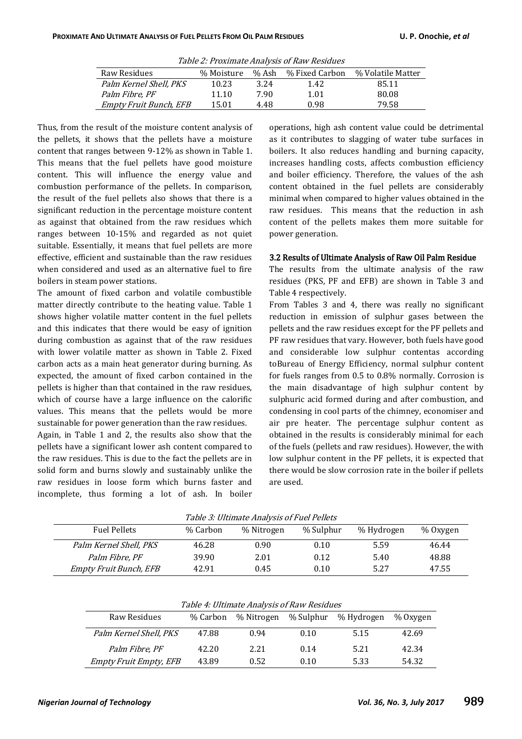*Table 2: Proximate Analysis of Raw Residues*

| Raw Residues | % Moisture | % Ash | % Fixed Carbon | % Volatile Matter |
|---|---|---|---|---|
| *Palm Kernel Shell, PKS* | 10.23 | 3.24 | 1.42 | 85.11 |
| *Palm Fibre, PF* | 11.10 | 7.90 | 1.01 | 80.08 |
| *Empty Fruit Bunch, EFB* | 15.01 | 4.48 | 0.98 | 79.58 |

Thus, from the result of the moisture content analysis of the pellets, it shows that the pellets have a moisture content that ranges between 9-12% as shown in Table 1. This means that the fuel pellets have good moisture content. This will influence the energy value and combustion performance of the pellets. In comparison, the result of the fuel pellets also shows that there is a significant reduction in the percentage moisture content as against that obtained from the raw residues which ranges between 10-15% and regarded as not quiet suitable. Essentially, it means that fuel pellets are more effective, efficient and sustainable than the raw residues when considered and used as an alternative fuel to fire boilers in steam power stations.

The amount of fixed carbon and volatile combustible matter directly contribute to the heating value. Table 1 shows higher volatile matter content in the fuel pellets and this indicates that there would be easy of ignition during combustion as against that of the raw residues with lower volatile matter as shown in Table 2. Fixed carbon acts as a main heat generator during burning. As expected, the amount of fixed carbon contained in the pellets is higher than that contained in the raw residues, which of course have a large influence on the calorific values. This means that the pellets would be more sustainable for power generation than the raw residues.

Again, in Table 1 and 2, the results also show that the pellets have a significant lower ash content compared to the raw residues. This is due to the fact the pellets are in solid form and burns slowly and sustainably unlike the raw residues in loose form which burns faster and incomplete, thus forming a lot of ash. In boiler operations, high ash content value could be detrimental as it contributes to slagging of water tube surfaces in boilers. It also reduces handling and burning capacity, increases handling costs, affects combustion efficiency and boiler efficiency. Therefore, the values of the ash content obtained in the fuel pellets are considerably minimal when compared to higher values obtained in the raw residues. This means that the reduction in ash content of the pellets makes them more suitable for power generation.

### 3.2 Results of Ultimate Analysis of Raw Oil Palm Residue

The results from the ultimate analysis of the raw residues (PKS, PF and EFB) are shown in Table 3 and Table 4 respectively.

From Tables 3 and 4, there was really no significant reduction in emission of sulphur gases between the pellets and the raw residues except for the PF pellets and PF raw residues that vary. However, both fuels have good and considerable low sulphur contentas according toBureau of Energy Efficiency, normal sulphur content for fuels ranges from 0.5 to 0.8% normally. Corrosion is the main disadvantage of high sulphur content by sulphuric acid formed during and after combustion, and condensing in cool parts of the chimney, economiser and air pre heater. The percentage sulphur content as obtained in the results is considerably minimal for each of the fuels (pellets and raw residues). However, the with low sulphur content in the PF pellets, it is expected that there would be slow corrosion rate in the boiler if pellets are used.

*Table 3: Ultimate Analysis of Fuel Pellets*

| Fuel Pellets | % Carbon | % Nitrogen | % Sulphur | % Hydrogen | % Oxygen |
|---|---|---|---|---|---|
| *Palm Kernel Shell, PKS* | 46.28 | 0.90 | 0.10 | 5.59 | 46.44 |
| *Palm Fibre, PF* | 39.90 | 2.01 | 0.12 | 5.40 | 48.88 |
| *Empty Fruit Bunch, EFB* | 42.91 | 0.45 | 0.10 | 5.27 | 47.55 |

*Table 4: Ultimate Analysis of Raw Residues*

| Raw Residues | % Carbon | % Nitrogen | % Sulphur | % Hydrogen | % Oxygen |
|---|---|---|---|---|---|
| *Palm Kernel Shell, PKS* | 47.88 | 0.94 | 0.10 | 5.15 | 42.69 |
| *Palm Fibre, PF* | 42.20 | 2.21 | 0.14 | 5.21 | 42.34 |
| *Empty Fruit Empty, EFB* | 43.89 | 0.52 | 0.10 | 5.33 | 54.32 |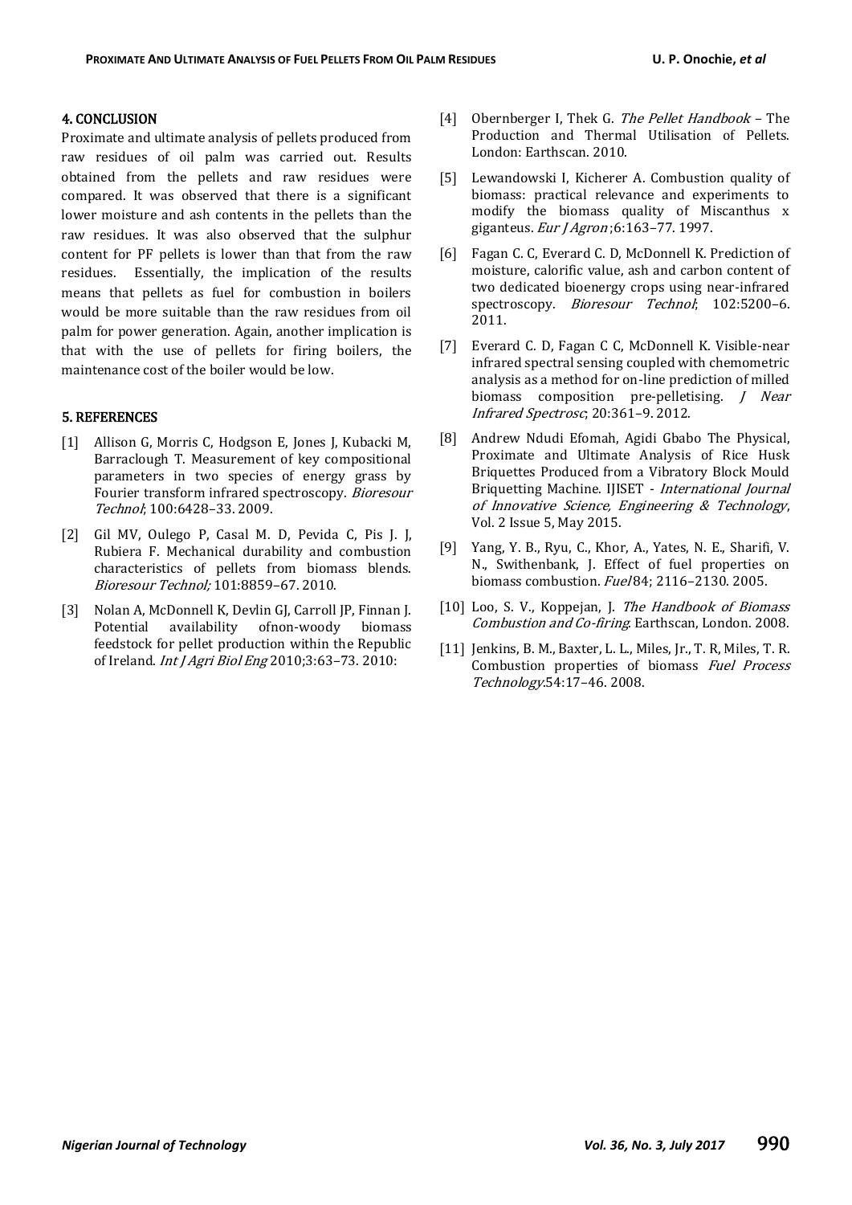## 4. CONCLUSION

Proximate and ultimate analysis of pellets produced from raw residues of oil palm was carried out. Results obtained from the pellets and raw residues were compared. It was observed that there is a significant lower moisture and ash contents in the pellets than the raw residues. It was also observed that the sulphur content for PF pellets is lower than that from the raw residues. Essentially, the implication of the results means that pellets as fuel for combustion in boilers would be more suitable than the raw residues from oil palm for power generation. Again, another implication is that with the use of pellets for firing boilers, the maintenance cost of the boiler would be low.

## 5. REFERENCES

[1] Allison G, Morris C, Hodgson E, Jones J, Kubacki M, Barraclough T. Measurement of key compositional parameters in two species of energy grass by Fourier transform infrared spectroscopy. *Bioresour Technol*; 100:6428–33. 2009.

[2] Gil MV, Oulego P, Casal M. D, Pevida C, Pis J. J, Rubiera F. Mechanical durability and combustion characteristics of pellets from biomass blends. *Bioresour Technol;* 101:8859–67. 2010.

[3] Nolan A, McDonnell K, Devlin GJ, Carroll JP, Finnan J. Potential availability ofnon-woody biomass feedstock for pellet production within the Republic of Ireland. *Int J Agri Biol Eng* 2010;3:63–73. 2010:

[4] Obernberger I, Thek G. *The Pellet Handbook* – The Production and Thermal Utilisation of Pellets. London: Earthscan. 2010.

[5] Lewandowski I, Kicherer A. Combustion quality of biomass: practical relevance and experiments to modify the biomass quality of Miscanthus x giganteus. *Eur J Agron*;6:163–77. 1997.

[6] Fagan C. C, Everard C. D, McDonnell K. Prediction of moisture, calorific value, ash and carbon content of two dedicated bioenergy crops using near-infrared spectroscopy. *Bioresour Technol*; 102:5200–6. 2011.

[7] Everard C. D, Fagan C C, McDonnell K. Visible-near infrared spectral sensing coupled with chemometric analysis as a method for on-line prediction of milled biomass composition pre-pelletising. *J Near Infrared Spectrosc*; 20:361–9. 2012.

[8] Andrew Ndudi Efomah, Agidi Gbabo The Physical, Proximate and Ultimate Analysis of Rice Husk Briquettes Produced from a Vibratory Block Mould Briquetting Machine. IJISET - *International Journal of Innovative Science, Engineering & Technology*, Vol. 2 Issue 5, May 2015.

[9] Yang, Y. B., Ryu, C., Khor, A., Yates, N. E., Sharifi, V. N., Swithenbank, J. Effect of fuel properties on biomass combustion. *Fuel* 84; 2116–2130. 2005.

[10] Loo, S. V., Koppejan, J. *The Handbook of Biomass Combustion and Co-firing*. Earthscan, London. 2008.

[11] Jenkins, B. M., Baxter, L. L., Miles, Jr., T. R, Miles, T. R. Combustion properties of biomass *Fuel Process Technology*.54:17–46. 2008.